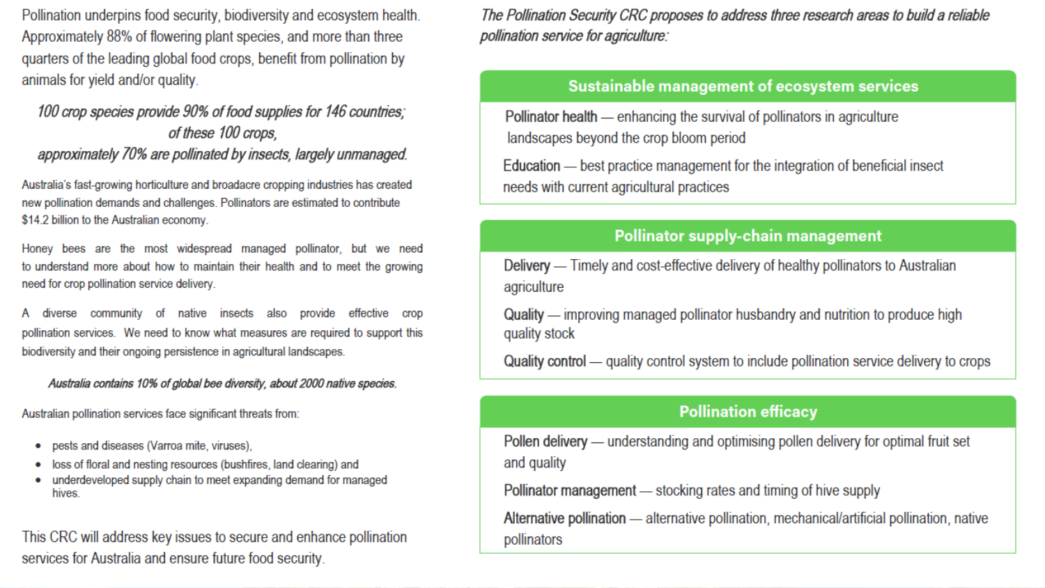Pollination underpins food security, biodiversity and ecosystem health. Approximately 88% of flowering plant species, and more than three quarters of the leading global food crops, benefit from pollination by animals for yield and/or quality.

*100 crop species provide 90% of food supplies for 146 countries; of these 100 crops, approximately 70% are pollinated by insects, largely unmanaged.*

Australia's fast-growing horticulture and broadacre cropping industries has created new pollination demands and challenges. Pollinators are estimated to contribute $14.2 billion to the Australian economy.

Honey bees are the most widespread managed pollinator, but we need to understand more about how to maintain their health and to meet the growing need for crop pollination service delivery.

A diverse community of native insects also provide effective crop pollination services. We need to know what measures are required to support this biodiversity and their ongoing persistence in agricultural landscapes.

***Australia contains 10% of global bee diversity, about 2000 native species.***

Australian pollination services face significant threats from:

- pests and diseases (Varroa mite, viruses),
- loss of floral and nesting resources (bushfires, land clearing) and
- underdeveloped supply chain to meet expanding demand for managed hives.

This CRC will address key issues to secure and enhance pollination services for Australia and ensure future food security.

*The Pollination Security CRC proposes to address three research areas to build a reliable pollination service for agriculture:*

## Sustainable management of ecosystem services

**Pollinator health** — enhancing the survival of pollinators in agriculture landscapes beyond the crop bloom period

**Education** — best practice management for the integration of beneficial insect needs with current agricultural practices

## Pollinator supply-chain management

**Delivery** — Timely and cost-effective delivery of healthy pollinators to Australian agriculture

**Quality** — improving managed pollinator husbandry and nutrition to produce high quality stock

**Quality control** — quality control system to include pollination service delivery to crops

## Pollination efficacy

**Pollen delivery** — understanding and optimising pollen delivery for optimal fruit set and quality

**Pollinator management** — stocking rates and timing of hive supply

**Alternative pollination** — alternative pollination, mechanical/artificial pollination, native pollinators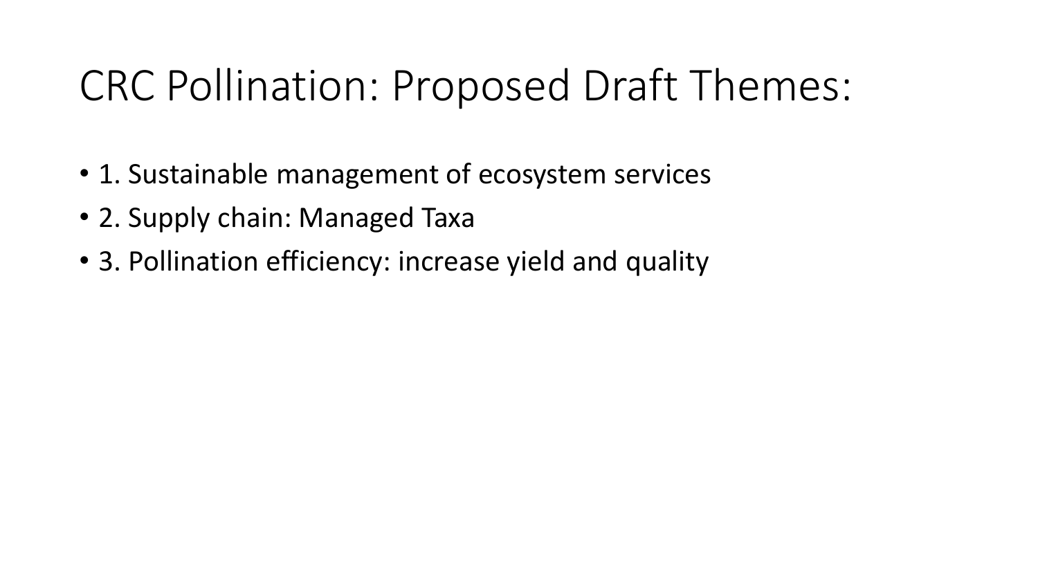# CRC Pollination: Proposed Draft Themes:

- 1. Sustainable management of ecosystem services
- 2. Supply chain: Managed Taxa
- 3. Pollination efficiency: increase yield and quality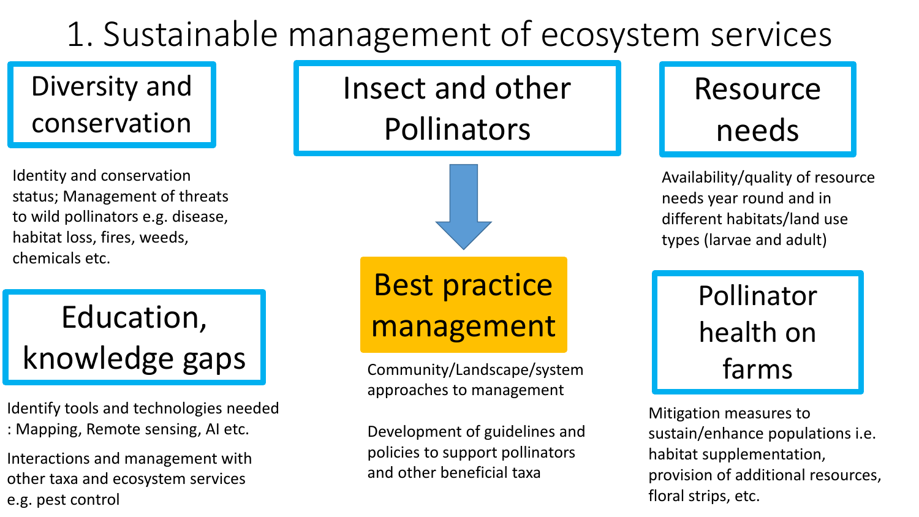# 1. Sustainable management of ecosystem services

## Diversity and conservation

Identity and conservation status; Management of threats to wild pollinators e.g. disease, habitat loss, fires, weeds, chemicals etc.

## Insect and other Pollinators

## Resource needs

Availability/quality of resource needs year round and in different habitats/land use types (larvae and adult)

## Education, knowledge gaps

Identify tools and technologies needed : Mapping, Remote sensing, AI etc.

Interactions and management with other taxa and ecosystem services e.g. pest control

## Best practice management

Community/Landscape/system approaches to management

Development of guidelines and policies to support pollinators and other beneficial taxa

## Pollinator health on farms

Mitigation measures to sustain/enhance populations i.e. habitat supplementation, provision of additional resources, floral strips, etc.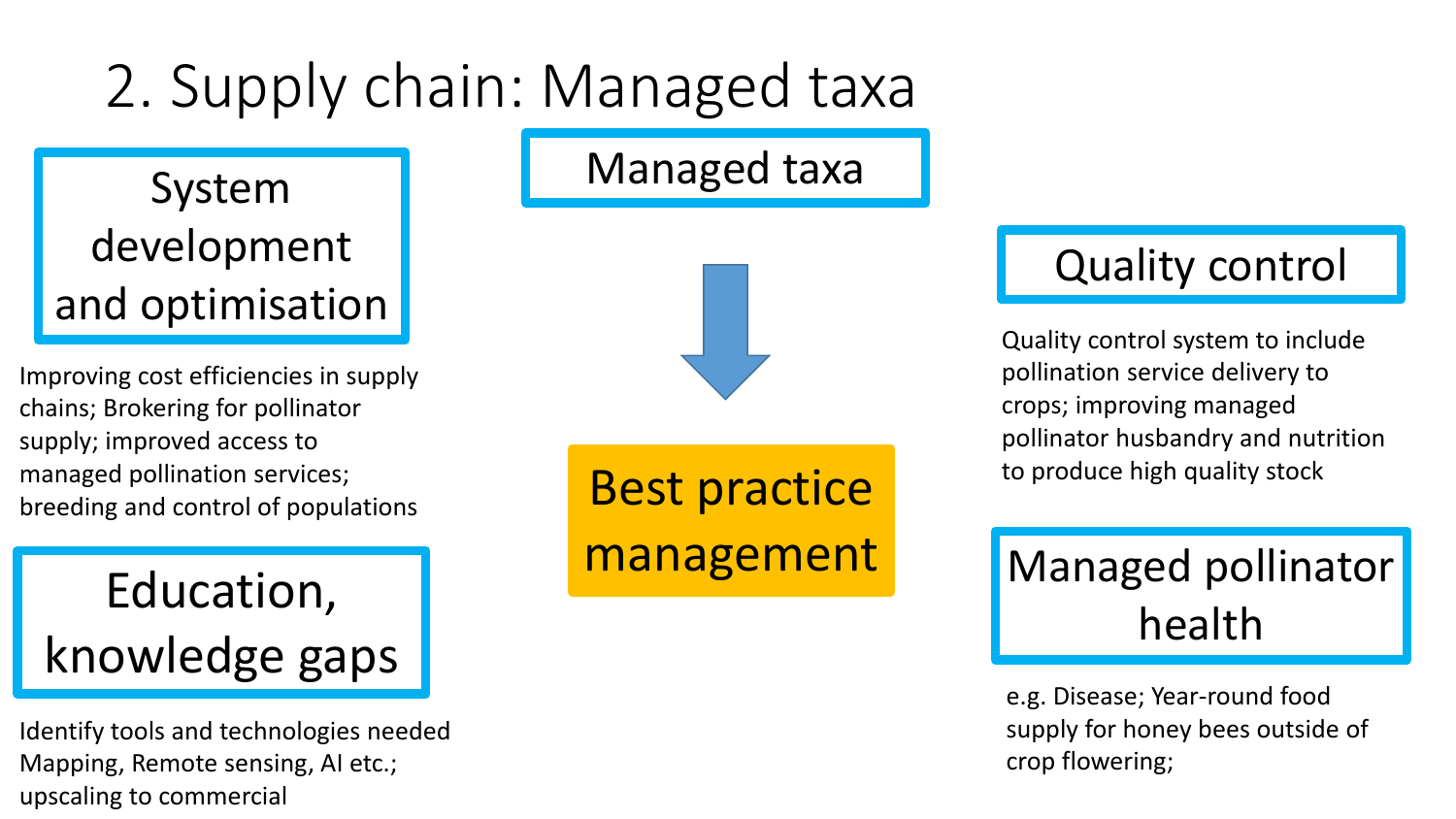# 2. Supply chain: Managed taxa

## Managed taxa

↓

## Best practice management

### System development and optimisation

Improving cost efficiencies in supply chains; Brokering for pollinator supply; improved access to managed pollination services; breeding and control of populations

### Education, knowledge gaps

Identify tools and technologies needed Mapping, Remote sensing, AI etc.; upscaling to commercial

### Quality control

Quality control system to include pollination service delivery to crops; improving managed pollinator husbandry and nutrition to produce high quality stock

### Managed pollinator health

e.g. Disease; Year-round food supply for honey bees outside of crop flowering;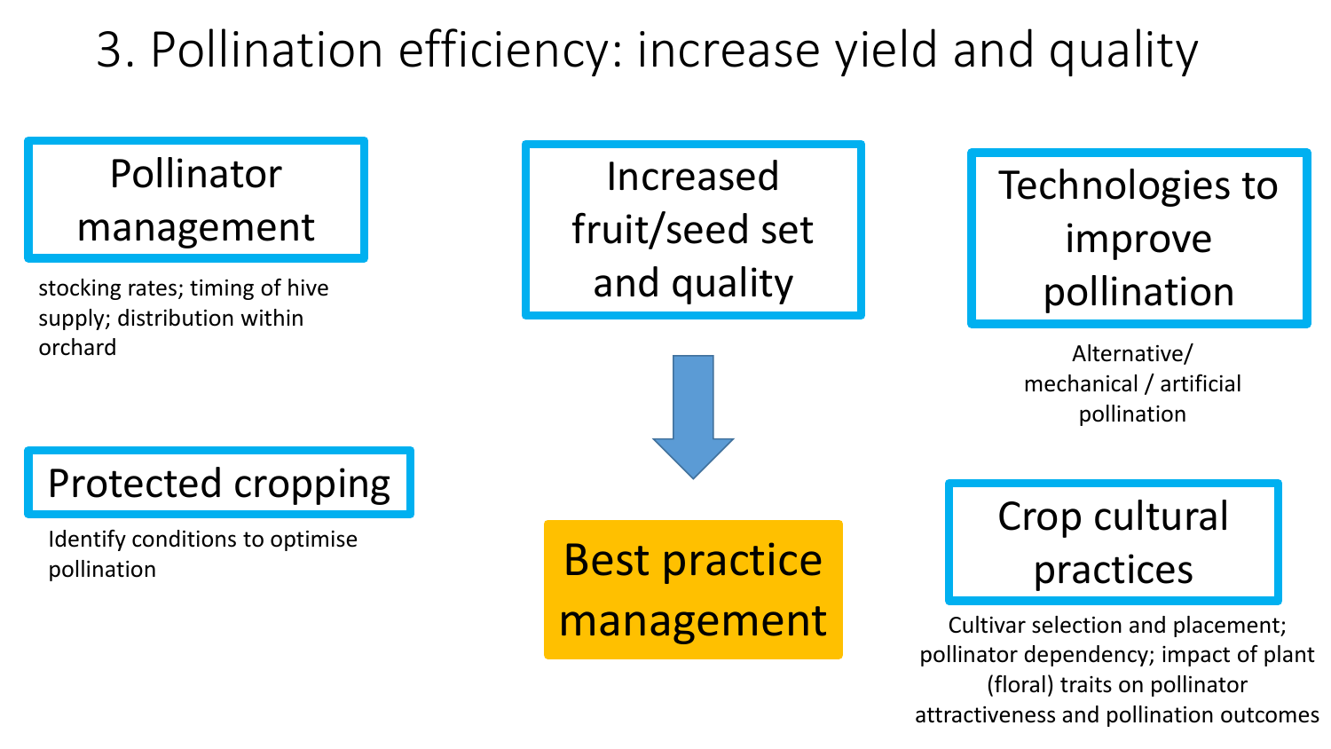# 3. Pollination efficiency: increase yield and quality

## Pollinator management

stocking rates; timing of hive supply; distribution within orchard

## Protected cropping

Identify conditions to optimise pollination

## Increased fruit/seed set and quality

## Best practice management

## Technologies to improve pollination

Alternative/ mechanical / artificial pollination

## Crop cultural practices

Cultivar selection and placement; pollinator dependency; impact of plant (floral) traits on pollinator attractiveness and pollination outcomes